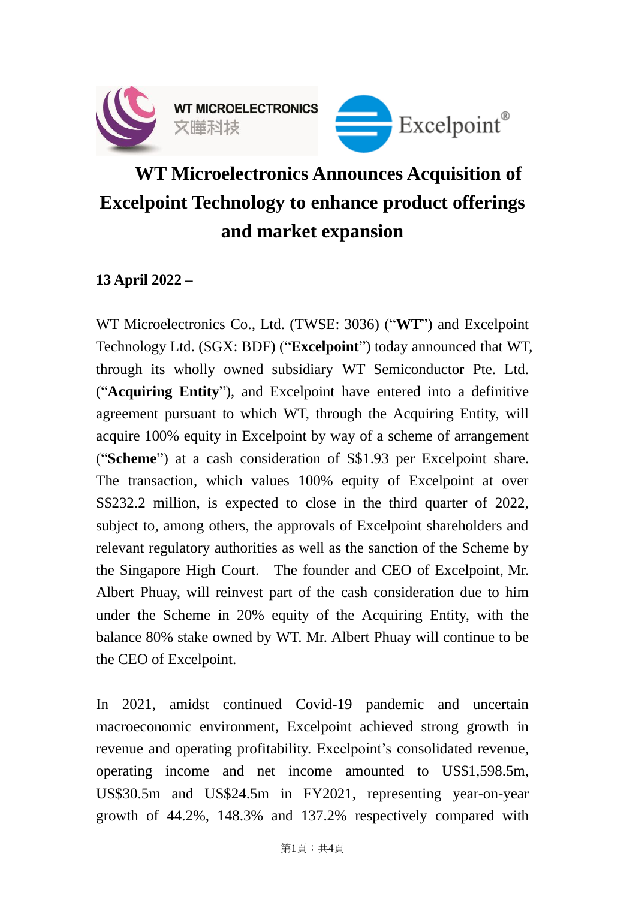# WT Microelectronics Announces Acquisition of Excelpoint Technology to enhance product offerings and market expansion

**13 April 2022 –**

WT Microelectronics Co., Ltd. (TWSE: 3036) ("**WT**") and Excelpoint Technology Ltd. (SGX: BDF) ("**Excelpoint**") today announced that WT, through its wholly owned subsidiary WT Semiconductor Pte. Ltd. ("**Acquiring Entity**"), and Excelpoint have entered into a definitive agreement pursuant to which WT, through the Acquiring Entity, will acquire 100% equity in Excelpoint by way of a scheme of arrangement ("**Scheme**") at a cash consideration of S$1.93 per Excelpoint share. The transaction, which values 100% equity of Excelpoint at over S$232.2 million, is expected to close in the third quarter of 2022, subject to, among others, the approvals of Excelpoint shareholders and relevant regulatory authorities as well as the sanction of the Scheme by the Singapore High Court. The founder and CEO of Excelpoint, Mr. Albert Phuay, will reinvest part of the cash consideration due to him under the Scheme in 20% equity of the Acquiring Entity, with the balance 80% stake owned by WT. Mr. Albert Phuay will continue to be the CEO of Excelpoint.

In 2021, amidst continued Covid-19 pandemic and uncertain macroeconomic environment, Excelpoint achieved strong growth in revenue and operating profitability. Excelpoint's consolidated revenue, operating income and net income amounted to US$1,598.5m, US$30.5m and US$24.5m in FY2021, representing year-on-year growth of 44.2%, 148.3% and 137.2% respectively compared with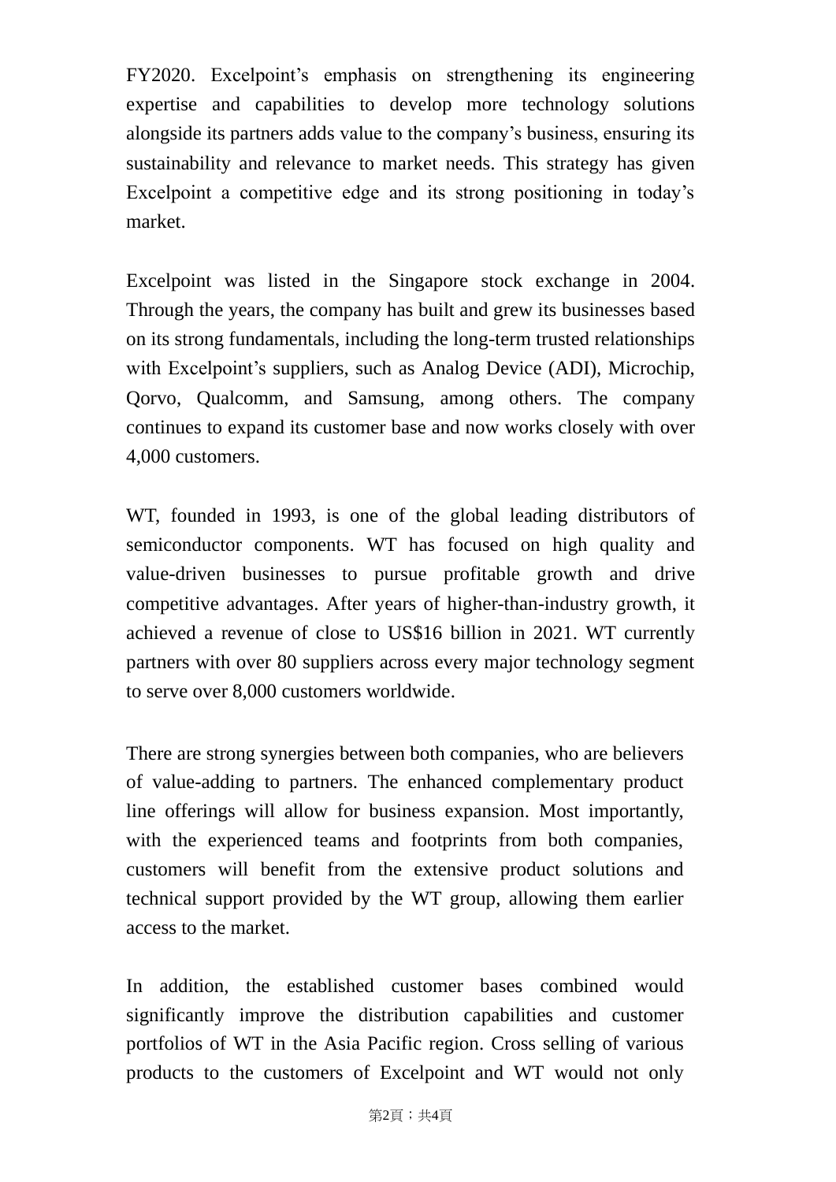FY2020. Excelpoint's emphasis on strengthening its engineering expertise and capabilities to develop more technology solutions alongside its partners adds value to the company's business, ensuring its sustainability and relevance to market needs. This strategy has given Excelpoint a competitive edge and its strong positioning in today's market.

Excelpoint was listed in the Singapore stock exchange in 2004. Through the years, the company has built and grew its businesses based on its strong fundamentals, including the long-term trusted relationships with Excelpoint's suppliers, such as Analog Device (ADI), Microchip, Qorvo, Qualcomm, and Samsung, among others. The company continues to expand its customer base and now works closely with over 4,000 customers.

WT, founded in 1993, is one of the global leading distributors of semiconductor components. WT has focused on high quality and value-driven businesses to pursue profitable growth and drive competitive advantages. After years of higher-than-industry growth, it achieved a revenue of close to US$16 billion in 2021. WT currently partners with over 80 suppliers across every major technology segment to serve over 8,000 customers worldwide.

There are strong synergies between both companies, who are believers of value-adding to partners. The enhanced complementary product line offerings will allow for business expansion. Most importantly, with the experienced teams and footprints from both companies, customers will benefit from the extensive product solutions and technical support provided by the WT group, allowing them earlier access to the market.

In addition, the established customer bases combined would significantly improve the distribution capabilities and customer portfolios of WT in the Asia Pacific region. Cross selling of various products to the customers of Excelpoint and WT would not only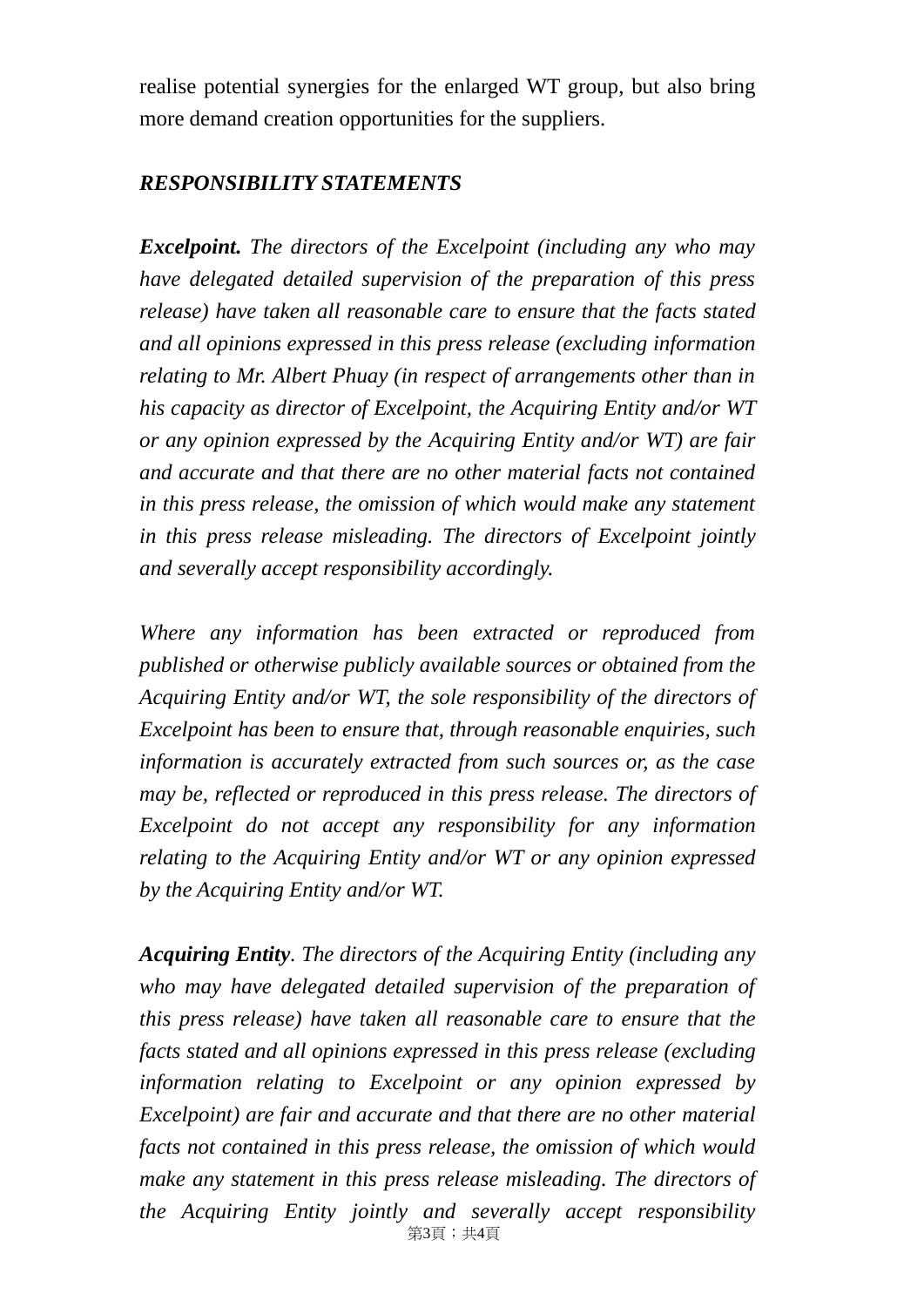realise potential synergies for the enlarged WT group, but also bring more demand creation opportunities for the suppliers.

***RESPONSIBILITY STATEMENTS***

***Excelpoint.*** *The directors of the Excelpoint (including any who may have delegated detailed supervision of the preparation of this press release) have taken all reasonable care to ensure that the facts stated and all opinions expressed in this press release (excluding information relating to Mr. Albert Phuay (in respect of arrangements other than in his capacity as director of Excelpoint, the Acquiring Entity and/or WT or any opinion expressed by the Acquiring Entity and/or WT) are fair and accurate and that there are no other material facts not contained in this press release, the omission of which would make any statement in this press release misleading. The directors of Excelpoint jointly and severally accept responsibility accordingly.*

*Where any information has been extracted or reproduced from published or otherwise publicly available sources or obtained from the Acquiring Entity and/or WT, the sole responsibility of the directors of Excelpoint has been to ensure that, through reasonable enquiries, such information is accurately extracted from such sources or, as the case may be, reflected or reproduced in this press release. The directors of Excelpoint do not accept any responsibility for any information relating to the Acquiring Entity and/or WT or any opinion expressed by the Acquiring Entity and/or WT.*

***Acquiring Entity***. *The directors of the Acquiring Entity (including any who may have delegated detailed supervision of the preparation of this press release) have taken all reasonable care to ensure that the facts stated and all opinions expressed in this press release (excluding information relating to Excelpoint or any opinion expressed by Excelpoint) are fair and accurate and that there are no other material facts not contained in this press release, the omission of which would make any statement in this press release misleading. The directors of the Acquiring Entity jointly and severally accept responsibility*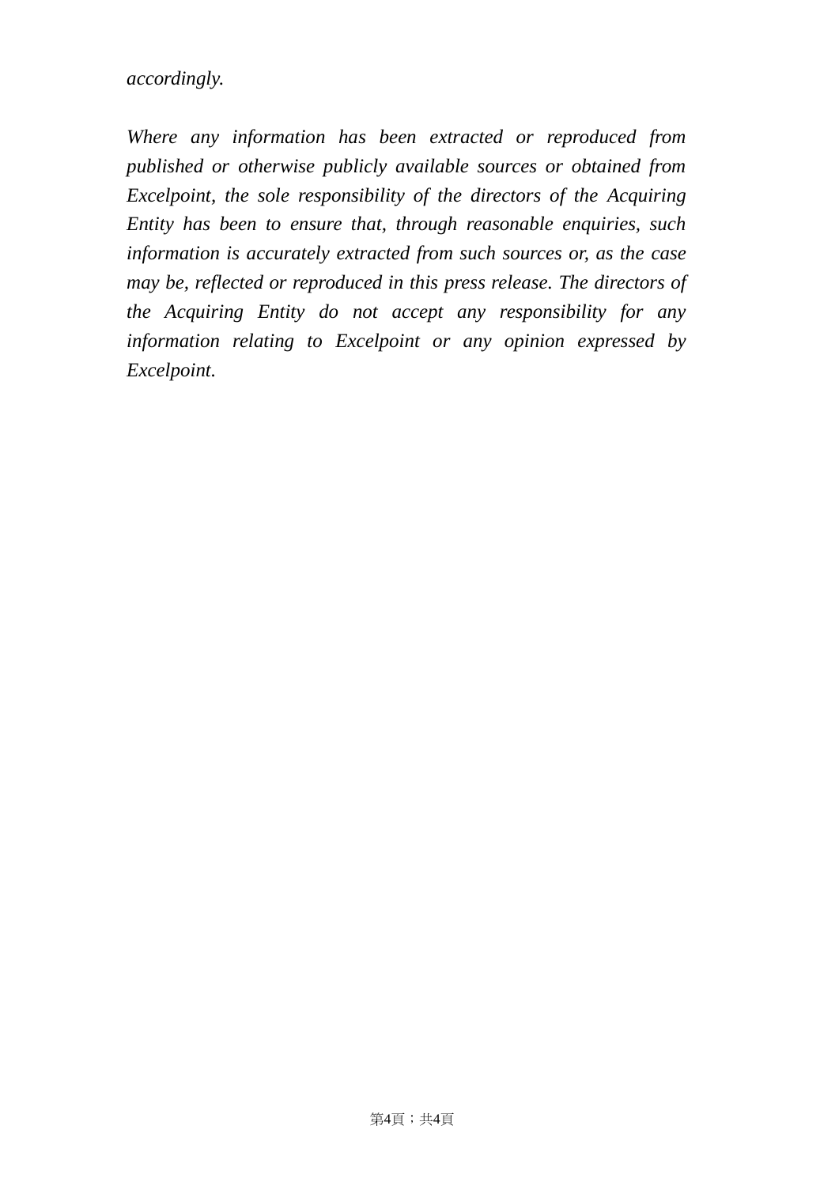*accordingly.*

*Where any information has been extracted or reproduced from published or otherwise publicly available sources or obtained from Excelpoint, the sole responsibility of the directors of the Acquiring Entity has been to ensure that, through reasonable enquiries, such information is accurately extracted from such sources or, as the case may be, reflected or reproduced in this press release. The directors of the Acquiring Entity do not accept any responsibility for any information relating to Excelpoint or any opinion expressed by Excelpoint.*